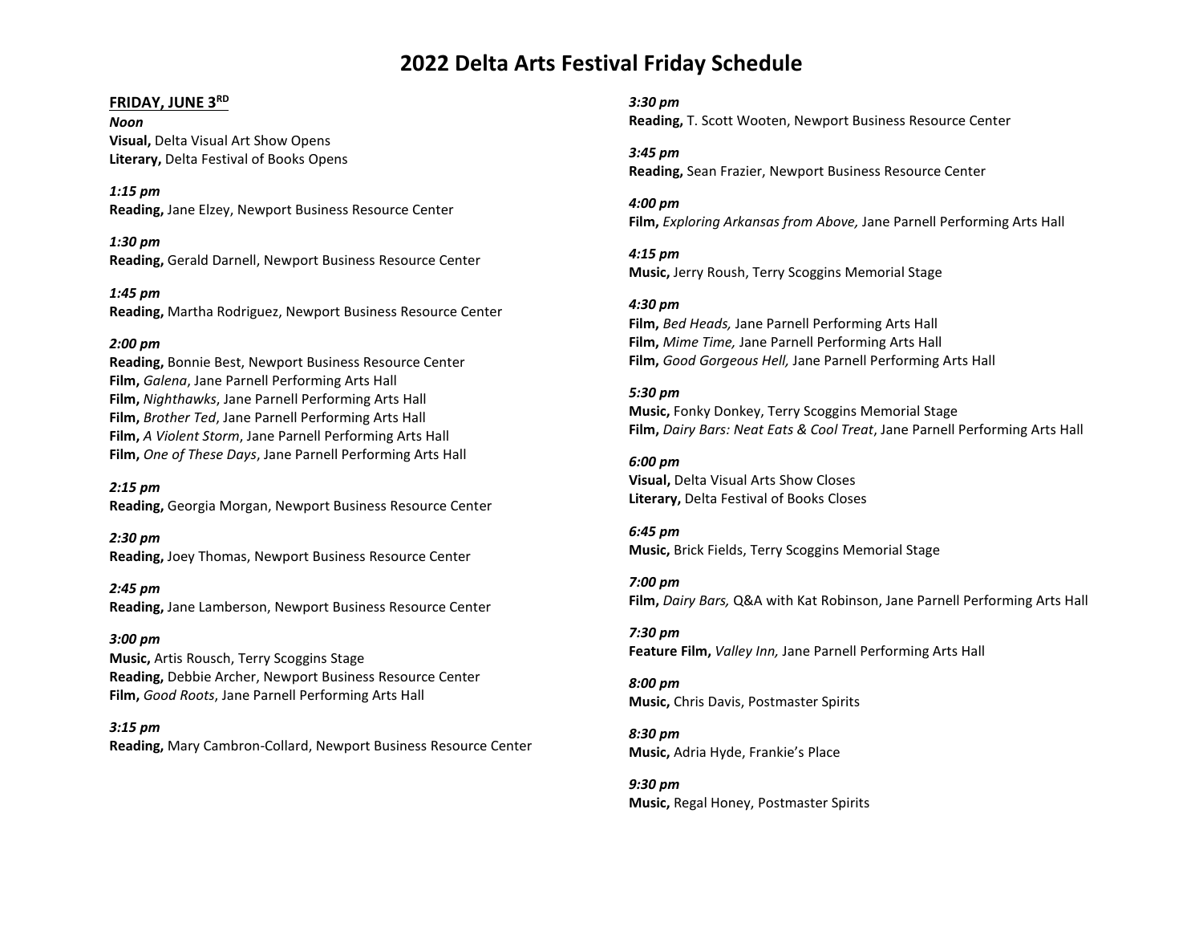# 2022 Delta Arts Festival Friday Schedule

**FRIDAY, JUNE 3[RD]**

***Noon***
**Visual,** Delta Visual Art Show Opens
**Literary,** Delta Festival of Books Opens

***1:15 pm***
**Reading,** Jane Elzey, Newport Business Resource Center

***1:30 pm***
**Reading,** Gerald Darnell, Newport Business Resource Center

***1:45 pm***
**Reading,** Martha Rodriguez, Newport Business Resource Center

***2:00 pm***
**Reading,** Bonnie Best, Newport Business Resource Center
**Film,** *Galena*, Jane Parnell Performing Arts Hall
**Film,** *Nighthawks*, Jane Parnell Performing Arts Hall
**Film,** *Brother Ted*, Jane Parnell Performing Arts Hall
**Film,** *A Violent Storm*, Jane Parnell Performing Arts Hall
**Film,** *One of These Days*, Jane Parnell Performing Arts Hall

***2:15 pm***
**Reading,** Georgia Morgan, Newport Business Resource Center

***2:30 pm***
**Reading,** Joey Thomas, Newport Business Resource Center

***2:45 pm***
**Reading,** Jane Lamberson, Newport Business Resource Center

***3:00 pm***
**Music,** Artis Rousch, Terry Scoggins Stage
**Reading,** Debbie Archer, Newport Business Resource Center
**Film,** *Good Roots*, Jane Parnell Performing Arts Hall

***3:15 pm***
**Reading,** Mary Cambron-Collard, Newport Business Resource Center

***3:30 pm***
**Reading,** T. Scott Wooten, Newport Business Resource Center

***3:45 pm***
**Reading,** Sean Frazier, Newport Business Resource Center

***4:00 pm***
**Film,** *Exploring Arkansas from Above,* Jane Parnell Performing Arts Hall

***4:15 pm***
**Music,** Jerry Roush, Terry Scoggins Memorial Stage

***4:30 pm***
**Film,** *Bed Heads,* Jane Parnell Performing Arts Hall
**Film,** *Mime Time,* Jane Parnell Performing Arts Hall
**Film,** *Good Gorgeous Hell,* Jane Parnell Performing Arts Hall

***5:30 pm***
**Music,** Fonky Donkey, Terry Scoggins Memorial Stage
**Film,** *Dairy Bars: Neat Eats & Cool Treat*, Jane Parnell Performing Arts Hall

***6:00 pm***
**Visual,** Delta Visual Arts Show Closes
**Literary,** Delta Festival of Books Closes

***6:45 pm***
**Music,** Brick Fields, Terry Scoggins Memorial Stage

***7:00 pm***
**Film,** *Dairy Bars,* Q&A with Kat Robinson, Jane Parnell Performing Arts Hall

***7:30 pm***
**Feature Film,** *Valley Inn,* Jane Parnell Performing Arts Hall

***8:00 pm***
**Music,** Chris Davis, Postmaster Spirits

***8:30 pm***
**Music,** Adria Hyde, Frankie's Place

***9:30 pm***
**Music,** Regal Honey, Postmaster Spirits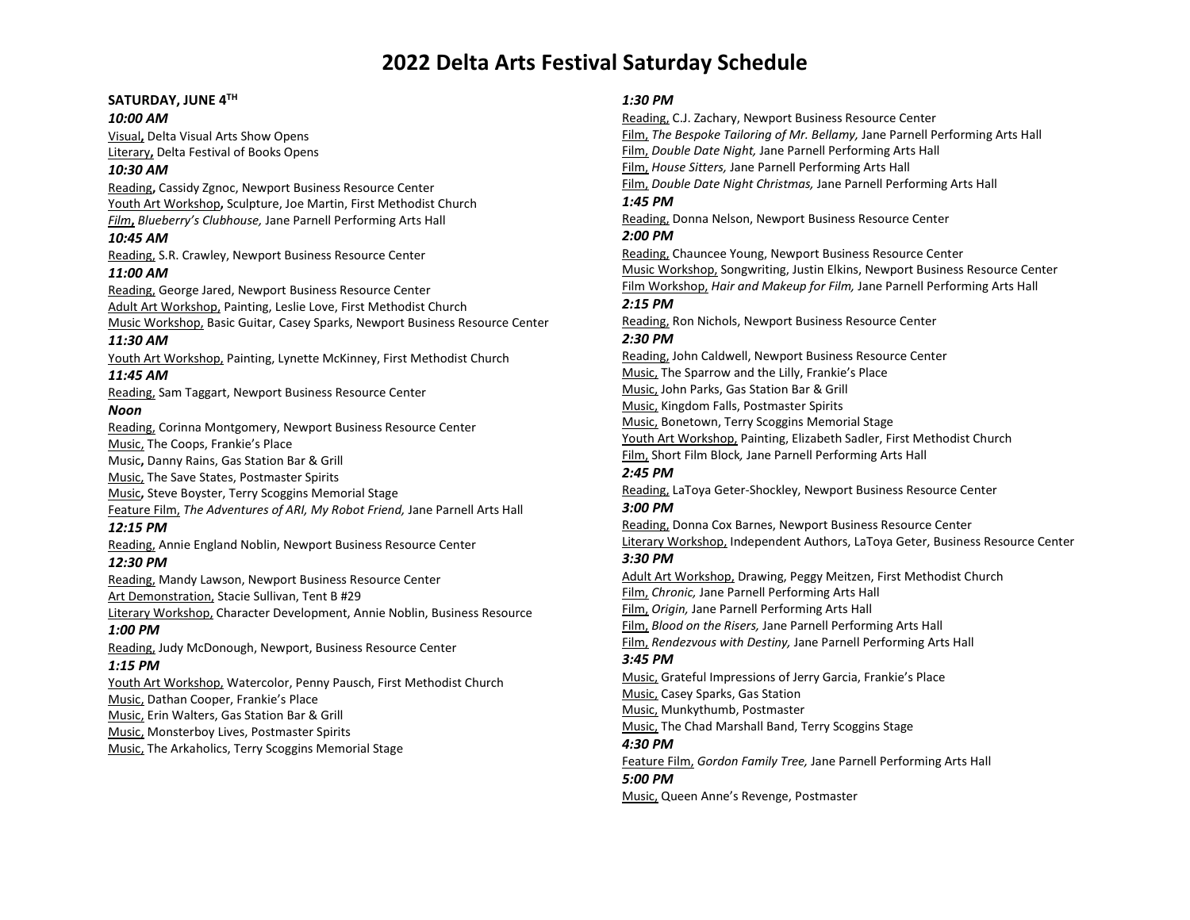# 2022 Delta Arts Festival Saturday Schedule

**SATURDAY, JUNE 4TH**

***10:00 AM***

Visual**,** Delta Visual Arts Show Opens
Literary**,** Delta Festival of Books Opens

***10:30 AM***

Reading**,** Cassidy Zgnoc, Newport Business Resource Center
Youth Art Workshop**,** Sculpture, Joe Martin, First Methodist Church
*Film***,** *Blueberry's Clubhouse,* Jane Parnell Performing Arts Hall

***10:45 AM***

Reading, S.R. Crawley, Newport Business Resource Center

***11:00 AM***

Reading, George Jared, Newport Business Resource Center
Adult Art Workshop, Painting, Leslie Love, First Methodist Church
Music Workshop, Basic Guitar, Casey Sparks, Newport Business Resource Center

***11:30 AM***

Youth Art Workshop, Painting, Lynette McKinney, First Methodist Church

***11:45 AM***

Reading, Sam Taggart, Newport Business Resource Center

***Noon***

Reading, Corinna Montgomery, Newport Business Resource Center
Music, The Coops, Frankie's Place
Music**,** Danny Rains, Gas Station Bar & Grill
Music, The Save States, Postmaster Spirits
Music**,** Steve Boyster, Terry Scoggins Memorial Stage
Feature Film, *The Adventures of ARI, My Robot Friend,* Jane Parnell Arts Hall

***12:15 PM***

Reading, Annie England Noblin, Newport Business Resource Center

***12:30 PM***

Reading, Mandy Lawson, Newport Business Resource Center
Art Demonstration, Stacie Sullivan, Tent B #29
Literary Workshop, Character Development, Annie Noblin, Business Resource

***1:00 PM***

Reading, Judy McDonough, Newport, Business Resource Center

***1:15 PM***

Youth Art Workshop, Watercolor, Penny Pausch, First Methodist Church
Music, Dathan Cooper, Frankie's Place
Music, Erin Walters, Gas Station Bar & Grill
Music, Monsterboy Lives, Postmaster Spirits
Music, The Arkaholics, Terry Scoggins Memorial Stage

***1:30 PM***

Reading, C.J. Zachary, Newport Business Resource Center
Film, *The Bespoke Tailoring of Mr. Bellamy,* Jane Parnell Performing Arts Hall
Film, *Double Date Night,* Jane Parnell Performing Arts Hall
Film, *House Sitters,* Jane Parnell Performing Arts Hall
Film, *Double Date Night Christmas,* Jane Parnell Performing Arts Hall

***1:45 PM***

Reading, Donna Nelson, Newport Business Resource Center

***2:00 PM***

Reading, Chauncee Young, Newport Business Resource Center
Music Workshop, Songwriting, Justin Elkins, Newport Business Resource Center
Film Workshop, *Hair and Makeup for Film,* Jane Parnell Performing Arts Hall

***2:15 PM***

Reading, Ron Nichols, Newport Business Resource Center

***2:30 PM***

Reading, John Caldwell, Newport Business Resource Center
Music, The Sparrow and the Lilly, Frankie's Place
Music, John Parks, Gas Station Bar & Grill
Music, Kingdom Falls, Postmaster Spirits
Music, Bonetown, Terry Scoggins Memorial Stage
Youth Art Workshop, Painting, Elizabeth Sadler, First Methodist Church
Film, Short Film Block, Jane Parnell Performing Arts Hall

***2:45 PM***

Reading, LaToya Geter-Shockley, Newport Business Resource Center

***3:00 PM***

Reading, Donna Cox Barnes, Newport Business Resource Center
Literary Workshop, Independent Authors, LaToya Geter, Business Resource Center

***3:30 PM***

Adult Art Workshop, Drawing, Peggy Meitzen, First Methodist Church
Film, *Chronic,* Jane Parnell Performing Arts Hall
Film, *Origin,* Jane Parnell Performing Arts Hall
Film, *Blood on the Risers,* Jane Parnell Performing Arts Hall
Film, *Rendezvous with Destiny,* Jane Parnell Performing Arts Hall

***3:45 PM***

Music, Grateful Impressions of Jerry Garcia, Frankie's Place
Music, Casey Sparks, Gas Station
Music, Munkythumb, Postmaster
Music, The Chad Marshall Band, Terry Scoggins Stage

***4:30 PM***

Feature Film, *Gordon Family Tree,* Jane Parnell Performing Arts Hall

***5:00 PM***

Music, Queen Anne's Revenge, Postmaster